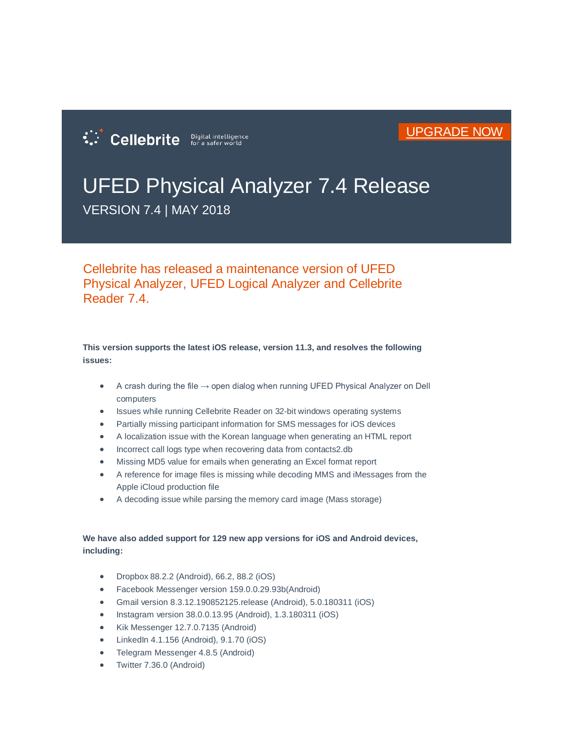Cellebrite Digital intelligence for a safer world

UPGRADE NOW

# UFED Physical Analyzer 7.4 Release

VERSION 7.4 | MAY 2018

## Cellebrite has released a maintenance version of UFED Physical Analyzer, UFED Logical Analyzer and Cellebrite Reader 7.4.

**This version supports the latest iOS release, version 11.3, and resolves the following issues:**

- A crash during the file → open dialog when running UFED Physical Analyzer on Dell computers
- Issues while running Cellebrite Reader on 32-bit windows operating systems
- Partially missing participant information for SMS messages for iOS devices
- A localization issue with the Korean language when generating an HTML report
- Incorrect call logs type when recovering data from contacts2.db
- Missing MD5 value for emails when generating an Excel format report
- A reference for image files is missing while decoding MMS and iMessages from the Apple iCloud production file
- A decoding issue while parsing the memory card image (Mass storage)

**We have also added support for 129 new app versions for iOS and Android devices, including:**

- Dropbox 88.2.2 (Android), 66.2, 88.2 (iOS)
- Facebook Messenger version 159.0.0.29.93b(Android)
- Gmail version 8.3.12.190852125.release (Android), 5.0.180311 (iOS)
- Instagram version 38.0.0.13.95 (Android), 1.3.180311 (iOS)
- Kik Messenger 12.7.0.7135 (Android)
- LinkedIn 4.1.156 (Android), 9.1.70 (iOS)
- Telegram Messenger 4.8.5 (Android)
- Twitter 7.36.0 (Android)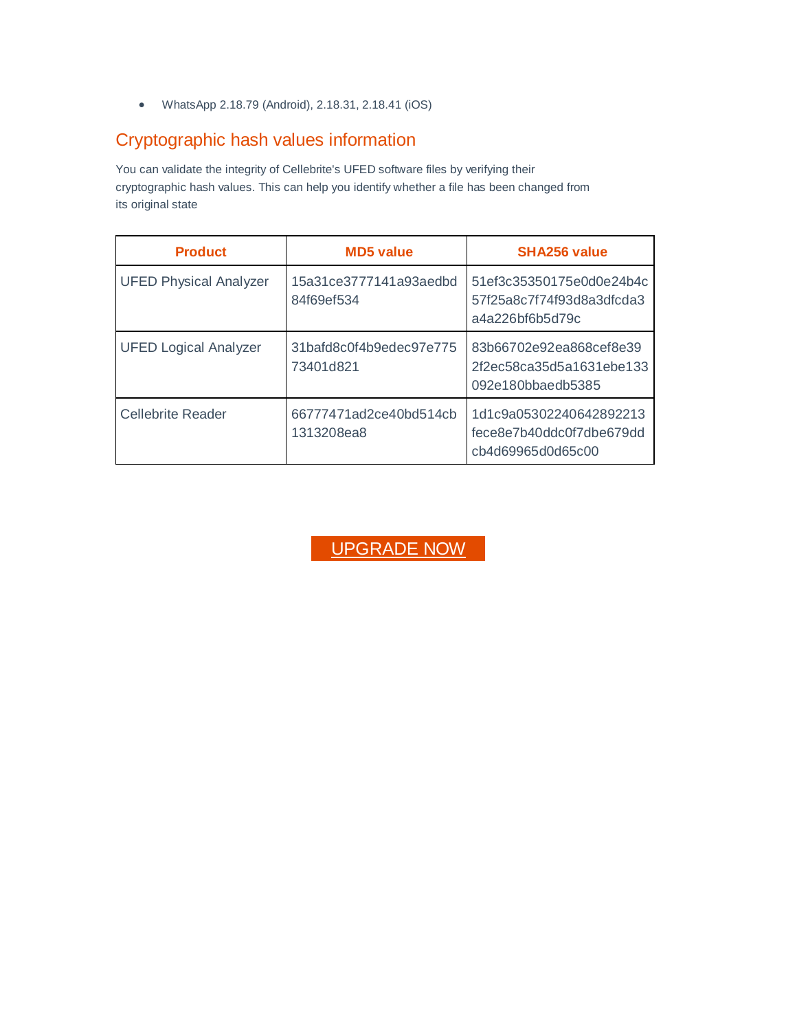- WhatsApp 2.18.79 (Android), 2.18.31, 2.18.41 (iOS)

## Cryptographic hash values information

You can validate the integrity of Cellebrite's UFED software files by verifying their cryptographic hash values. This can help you identify whether a file has been changed from its original state

| Product | MD5 value | SHA256 value |
|---|---|---|
| UFED Physical Analyzer | 15a31ce3777141a93aedbd84f69ef534 | 51ef3c35350175e0d0e24b4c57f25a8c7f74f93d8a3dfcda3a4a226bf6b5d79c |
| UFED Logical Analyzer | 31bafd8c0f4b9edec97e77573401d821 | 83b66702e92ea868cef8e392f2ec58ca35d5a1631ebe133092e180bbaedb5385 |
| Cellebrite Reader | 66777471ad2ce40bd514cb1313208ea8 | 1d1c9a05302240642892213fece8e7b40ddc0f7dbe679ddcb4d69965d0d65c00 |

UPGRADE NOW